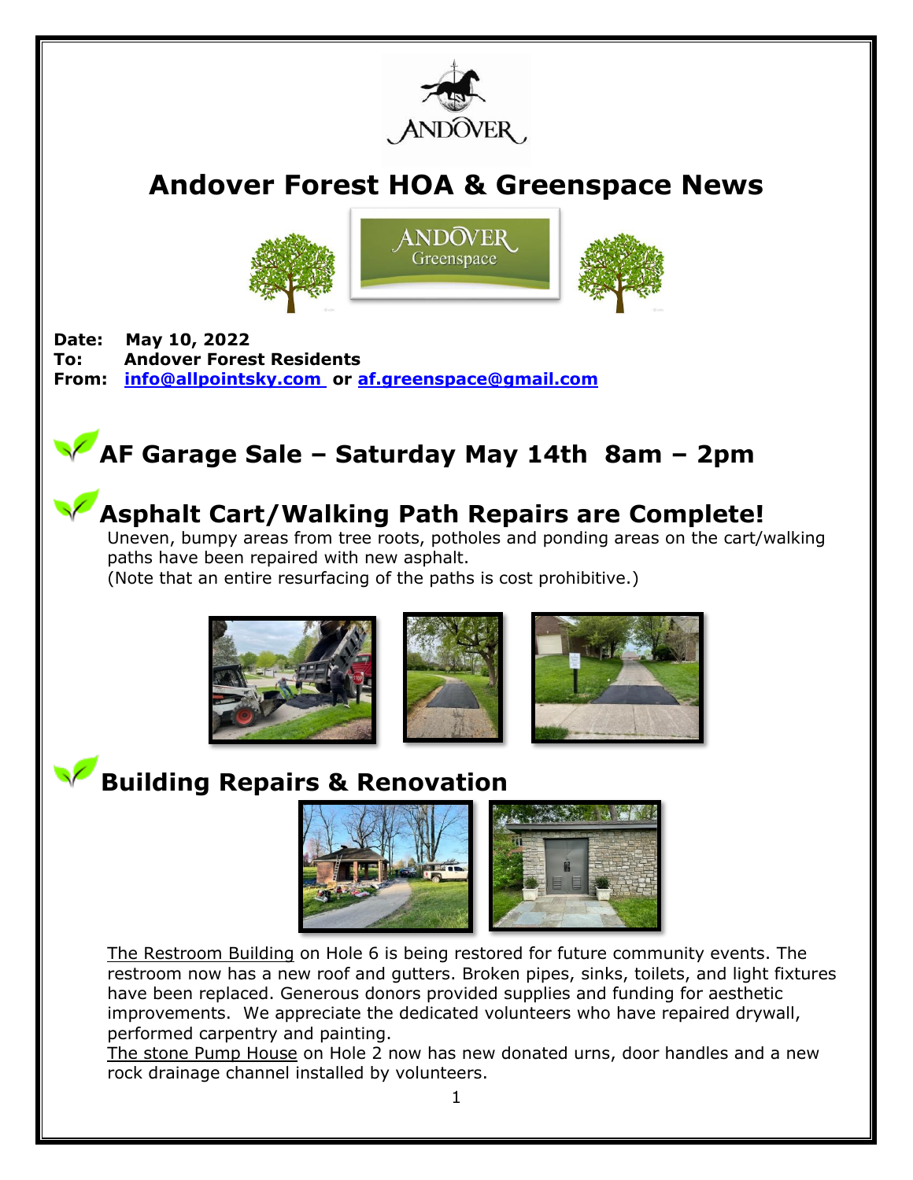# Andover Forest HOA & Greenspace News

**Date:** May 10, 2022
**To:** Andover Forest Residents
**From:** info@allpointsky.com or af.greenspace@gmail.com

## AF Garage Sale – Saturday May 14th 8am – 2pm

## Asphalt Cart/Walking Path Repairs are Complete!

Uneven, bumpy areas from tree roots, potholes and ponding areas on the cart/walking paths have been repaired with new asphalt.
(Note that an entire resurfacing of the paths is cost prohibitive.)

## Building Repairs & Renovation

The Restroom Building on Hole 6 is being restored for future community events. The restroom now has a new roof and gutters. Broken pipes, sinks, toilets, and light fixtures have been replaced. Generous donors provided supplies and funding for aesthetic improvements. We appreciate the dedicated volunteers who have repaired drywall, performed carpentry and painting.
The stone Pump House on Hole 2 now has new donated urns, door handles and a new rock drainage channel installed by volunteers.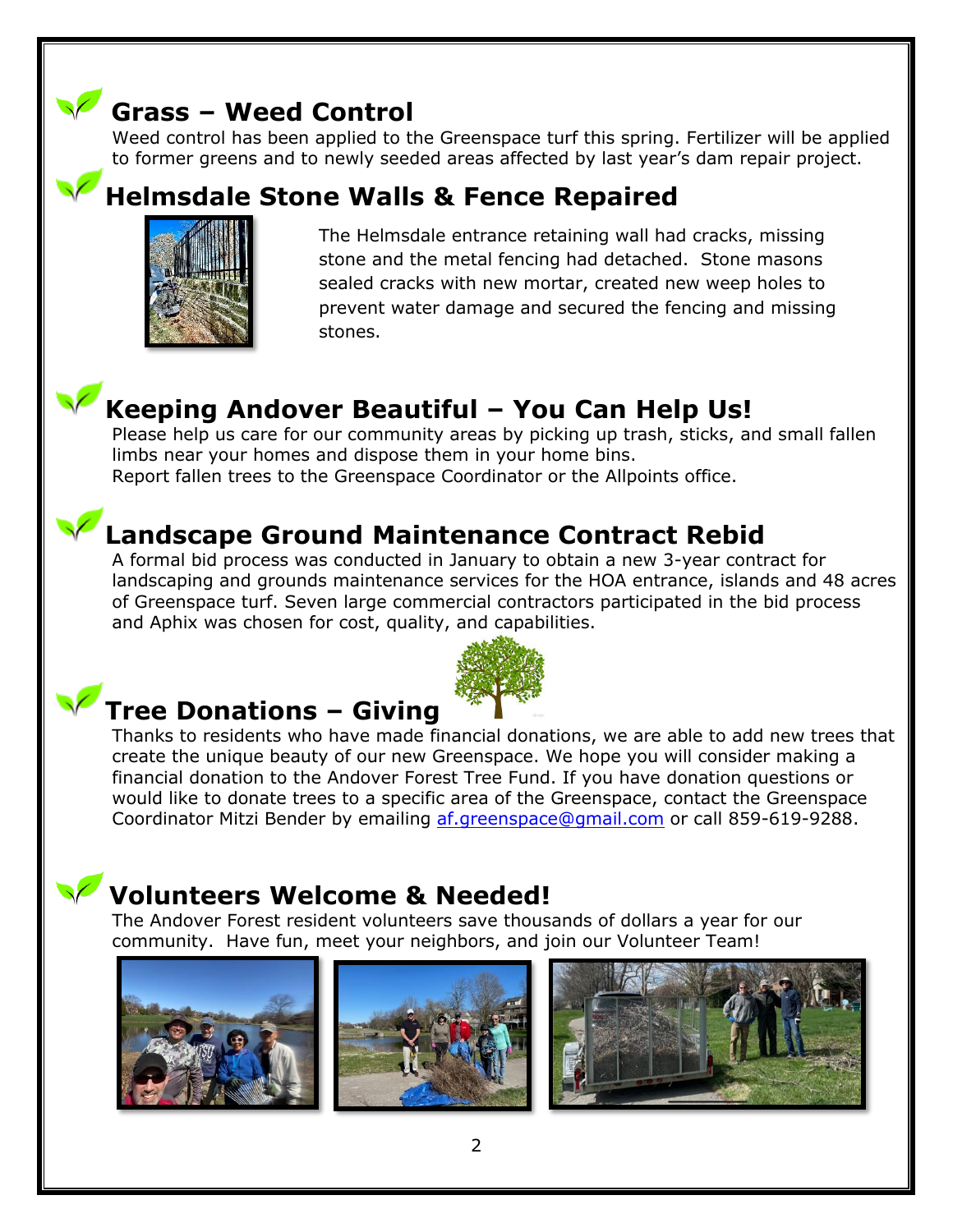## Grass – Weed Control

Weed control has been applied to the Greenspace turf this spring. Fertilizer will be applied to former greens and to newly seeded areas affected by last year's dam repair project.

## Helmsdale Stone Walls & Fence Repaired

The Helmsdale entrance retaining wall had cracks, missing stone and the metal fencing had detached. Stone masons sealed cracks with new mortar, created new weep holes to prevent water damage and secured the fencing and missing stones.

## Keeping Andover Beautiful – You Can Help Us!

Please help us care for our community areas by picking up trash, sticks, and small fallen limbs near your homes and dispose them in your home bins.
Report fallen trees to the Greenspace Coordinator or the Allpoints office.

## Landscape Ground Maintenance Contract Rebid

A formal bid process was conducted in January to obtain a new 3-year contract for landscaping and grounds maintenance services for the HOA entrance, islands and 48 acres of Greenspace turf. Seven large commercial contractors participated in the bid process and Aphix was chosen for cost, quality, and capabilities.

## Tree Donations – Giving

Thanks to residents who have made financial donations, we are able to add new trees that create the unique beauty of our new Greenspace. We hope you will consider making a financial donation to the Andover Forest Tree Fund. If you have donation questions or would like to donate trees to a specific area of the Greenspace, contact the Greenspace Coordinator Mitzi Bender by emailing [af.greenspace@gmail.com](mailto:af.greenspace@gmail.com) or call 859-619-9288.

## Volunteers Welcome & Needed!

The Andover Forest resident volunteers save thousands of dollars a year for our community. Have fun, meet your neighbors, and join our Volunteer Team!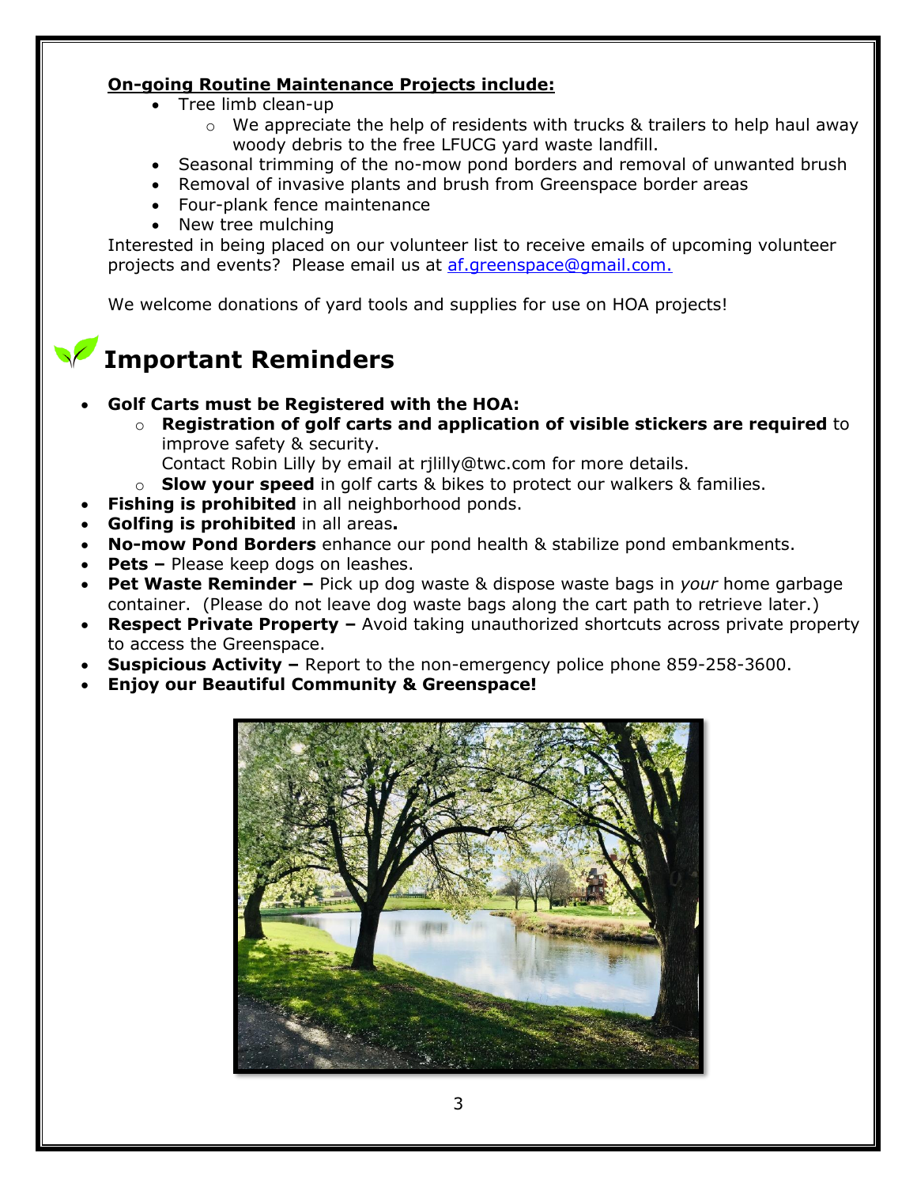**On-going Routine Maintenance Projects include:**

- Tree limb clean-up
  - We appreciate the help of residents with trucks & trailers to help haul away woody debris to the free LFUCG yard waste landfill.
- Seasonal trimming of the no-mow pond borders and removal of unwanted brush
- Removal of invasive plants and brush from Greenspace border areas
- Four-plank fence maintenance
- New tree mulching

Interested in being placed on our volunteer list to receive emails of upcoming volunteer projects and events? Please email us at af.greenspace@gmail.com.

We welcome donations of yard tools and supplies for use on HOA projects!

# Important Reminders

- **Golf Carts must be Registered with the HOA:**
  - **Registration of golf carts and application of visible stickers are required** to improve safety & security.
    Contact Robin Lilly by email at rjlilly@twc.com for more details.
  - **Slow your speed** in golf carts & bikes to protect our walkers & families.
- **Fishing is prohibited** in all neighborhood ponds.
- **Golfing is prohibited** in all areas**.**
- **No-mow Pond Borders** enhance our pond health & stabilize pond embankments.
- **Pets –** Please keep dogs on leashes.
- **Pet Waste Reminder –** Pick up dog waste & dispose waste bags in *your* home garbage container. (Please do not leave dog waste bags along the cart path to retrieve later.)
- **Respect Private Property –** Avoid taking unauthorized shortcuts across private property to access the Greenspace.
- **Suspicious Activity –** Report to the non-emergency police phone 859-258-3600.
- **Enjoy our Beautiful Community & Greenspace!**